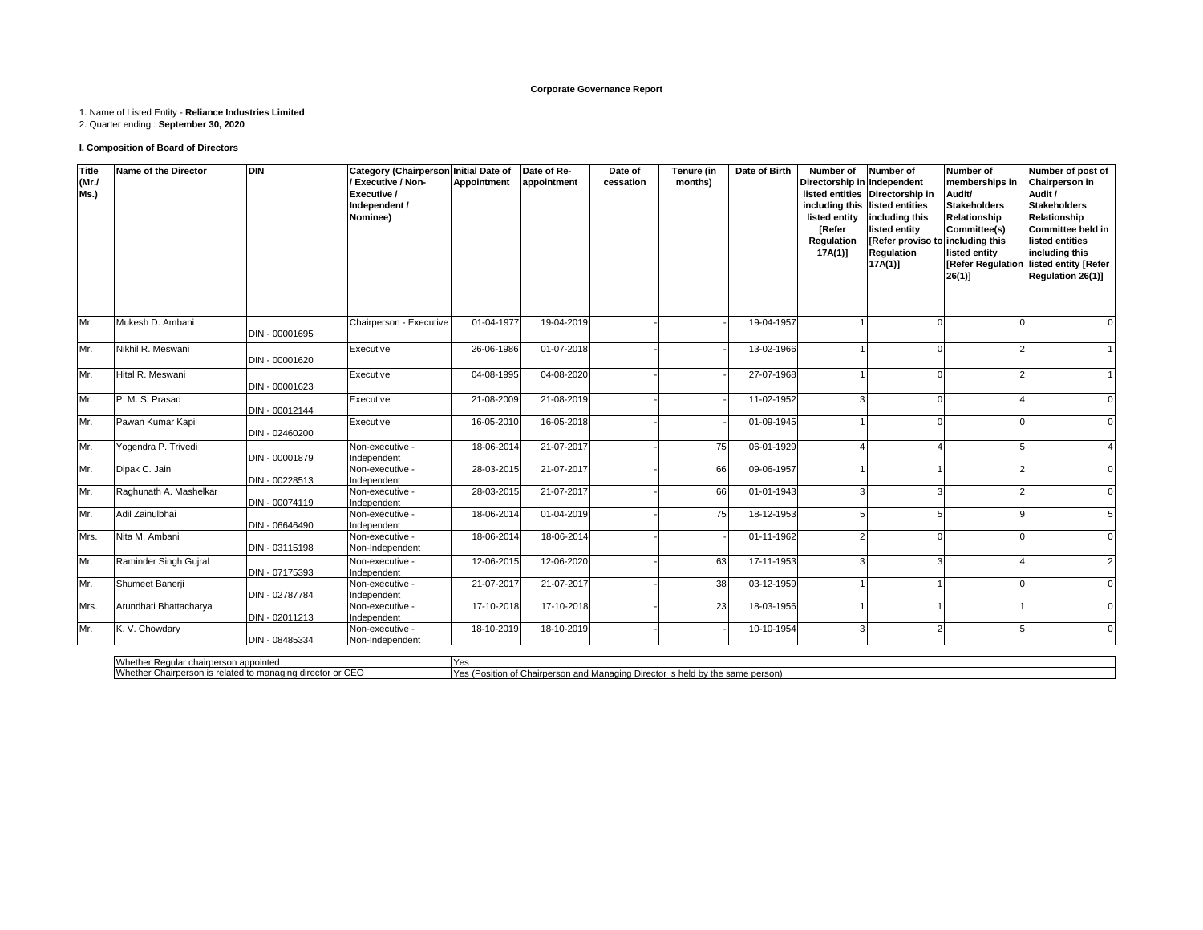**Corporate Governance Report**

1. Name of Listed Entity - **Reliance Industries Limited**
2. Quarter ending : **September 30, 2020**

**I. Composition of Board of Directors**

| Title (Mr./ Ms.) | Name of the Director | DIN | Category (Chairperson / Executive / Non-Executive / Independent / Nominee) | Initial Date of Appointment | Date of Re-appointment | Date of cessation | Tenure (in months) | Date of Birth | Number of Directorship in listed entities including this listed entity [Refer Regulation 17A(1)] | Number of Independent Directorship in listed entities including this listed entity [Refer proviso to Regulation 17A(1)] | Number of memberships in Audit/ Stakeholders Relationship Committee(s) including this listed entity [Refer Regulation 26(1)] | Number of post of Chairperson in Audit / Stakeholders Relationship Committee held in listed entities including this listed entity [Refer Regulation 26(1)] |
|---|---|---|---|---|---|---|---|---|---|---|---|---|
| Mr. | Mukesh D. Ambani | DIN - 00001695 | Chairperson - Executive | 01-04-1977 | 19-04-2019 | - | - | 19-04-1957 | 1 | 0 | 0 | 0 |
| Mr. | Nikhil R. Meswani | DIN - 00001620 | Executive | 26-06-1986 | 01-07-2018 | - | - | 13-02-1966 | 1 | 0 | 2 | 1 |
| Mr. | Hital R. Meswani | DIN - 00001623 | Executive | 04-08-1995 | 04-08-2020 | - | - | 27-07-1968 | 1 | 0 | 2 | 1 |
| Mr. | P. M. S. Prasad | DIN - 00012144 | Executive | 21-08-2009 | 21-08-2019 | - | - | 11-02-1952 | 3 | 0 | 4 | 0 |
| Mr. | Pawan Kumar Kapil | DIN - 02460200 | Executive | 16-05-2010 | 16-05-2018 | - | - | 01-09-1945 | 1 | 0 | 0 | 0 |
| Mr. | Yogendra P. Trivedi | DIN - 00001879 | Non-executive - Independent | 18-06-2014 | 21-07-2017 | - | 75 | 06-01-1929 | 4 | 4 | 5 | 4 |
| Mr. | Dipak C. Jain | DIN - 00228513 | Non-executive - Independent | 28-03-2015 | 21-07-2017 | - | 66 | 09-06-1957 | 1 | 1 | 2 | 0 |
| Mr. | Raghunath A. Mashelkar | DIN - 00074119 | Non-executive - Independent | 28-03-2015 | 21-07-2017 | - | 66 | 01-01-1943 | 3 | 3 | 2 | 0 |
| Mr. | Adil Zainulbhai | DIN - 06646490 | Non-executive - Independent | 18-06-2014 | 01-04-2019 | - | 75 | 18-12-1953 | 5 | 5 | 9 | 5 |
| Mrs. | Nita M. Ambani | DIN - 03115198 | Non-executive - Non-Independent | 18-06-2014 | 18-06-2014 | - | - | 01-11-1962 | 2 | 0 | 0 | 0 |
| Mr. | Raminder Singh Gujral | DIN - 07175393 | Non-executive - Independent | 12-06-2015 | 12-06-2020 | - | 63 | 17-11-1953 | 3 | 3 | 4 | 2 |
| Mr. | Shumeet Banerji | DIN - 02787784 | Non-executive - Independent | 21-07-2017 | 21-07-2017 | - | 38 | 03-12-1959 | 1 | 1 | 0 | 0 |
| Mrs. | Arundhati Bhattacharya | DIN - 02011213 | Non-executive - Independent | 17-10-2018 | 17-10-2018 | - | 23 | 18-03-1956 | 1 | 1 | 1 | 0 |
| Mr. | K. V. Chowdary | DIN - 08485334 | Non-executive - Non-Independent | 18-10-2019 | 18-10-2019 | - | - | 10-10-1954 | 3 | 2 | 5 | 0 |

| | |
|---|---|
| Whether Regular chairperson appointed | Yes |
| Whether Chairperson is related to managing director or CEO | Yes (Position of Chairperson and Managing Director is held by the same person) |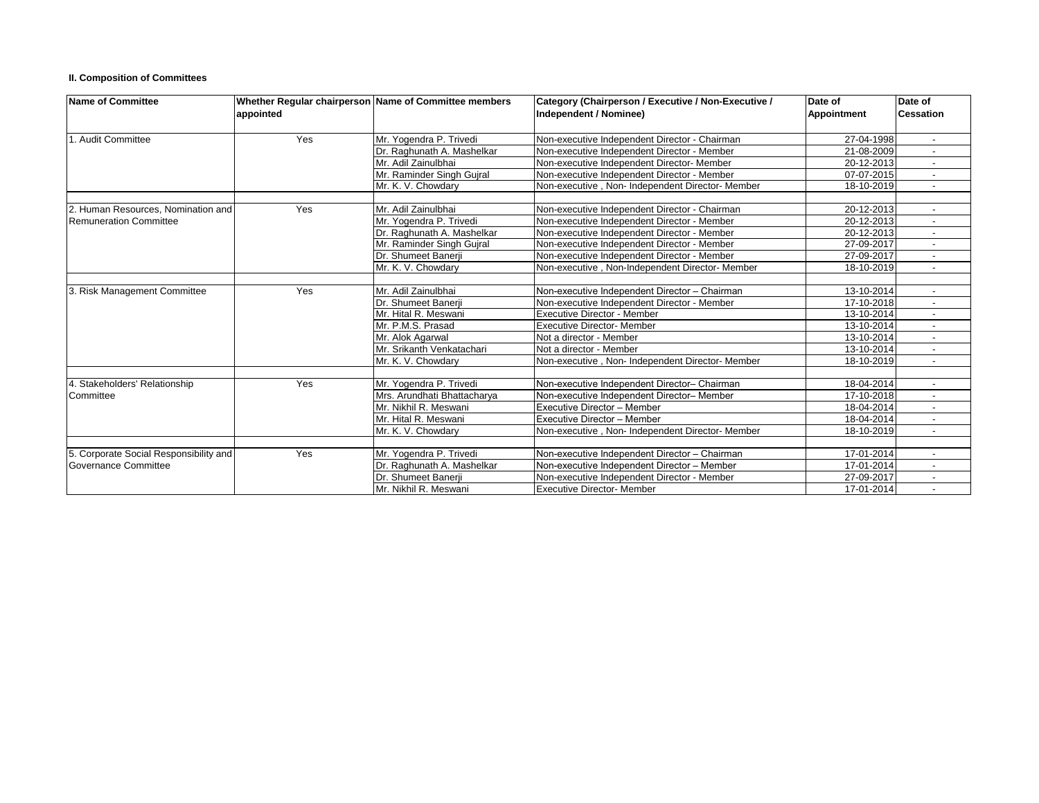**II. Composition of Committees**

| Name of Committee | Whether Regular chairperson appointed | Name of Committee members | Category (Chairperson / Executive / Non-Executive / Independent / Nominee) | Date of Appointment | Date of Cessation |
|---|---|---|---|---|---|
| 1. Audit Committee | Yes | Mr. Yogendra P. Trivedi | Non-executive Independent Director - Chairman | 27-04-1998 | - |
| | | Dr. Raghunath A. Mashelkar | Non-executive Independent Director - Member | 21-08-2009 | - |
| | | Mr. Adil Zainulbhai | Non-executive Independent Director- Member | 20-12-2013 | - |
| | | Mr. Raminder Singh Gujral | Non-executive Independent Director - Member | 07-07-2015 | - |
| | | Mr. K. V. Chowdary | Non-executive , Non- Independent Director- Member | 18-10-2019 | - |
| | | | | | |
| 2. Human Resources, Nomination and Remuneration Committee | Yes | Mr. Adil Zainulbhai | Non-executive Independent Director - Chairman | 20-12-2013 | - |
| | | Mr. Yogendra P. Trivedi | Non-executive Independent Director - Member | 20-12-2013 | - |
| | | Dr. Raghunath A. Mashelkar | Non-executive Independent Director - Member | 20-12-2013 | - |
| | | Mr. Raminder Singh Gujral | Non-executive Independent Director - Member | 27-09-2017 | - |
| | | Dr. Shumeet Banerji | Non-executive Independent Director - Member | 27-09-2017 | - |
| | | Mr. K. V. Chowdary | Non-executive , Non-Independent Director- Member | 18-10-2019 | - |
| | | | | | |
| 3. Risk Management Committee | Yes | Mr. Adil Zainulbhai | Non-executive Independent Director – Chairman | 13-10-2014 | - |
| | | Dr. Shumeet Banerji | Non-executive Independent Director - Member | 17-10-2018 | - |
| | | Mr. Hital R. Meswani | Executive Director - Member | 13-10-2014 | - |
| | | Mr. P.M.S. Prasad | Executive Director- Member | 13-10-2014 | - |
| | | Mr. Alok Agarwal | Not a director - Member | 13-10-2014 | - |
| | | Mr. Srikanth Venkatachari | Not a director - Member | 13-10-2014 | - |
| | | Mr. K. V. Chowdary | Non-executive , Non- Independent Director- Member | 18-10-2019 | - |
| | | | | | |
| 4. Stakeholders' Relationship Committee | Yes | Mr. Yogendra P. Trivedi | Non-executive Independent Director– Chairman | 18-04-2014 | - |
| | | Mrs. Arundhati Bhattacharya | Non-executive Independent Director– Member | 17-10-2018 | - |
| | | Mr. Nikhil R. Meswani | Executive Director – Member | 18-04-2014 | - |
| | | Mr. Hital R. Meswani | Executive Director – Member | 18-04-2014 | - |
| | | Mr. K. V. Chowdary | Non-executive , Non- Independent Director- Member | 18-10-2019 | - |
| | | | | | |
| 5. Corporate Social Responsibility and Governance Committee | Yes | Mr. Yogendra P. Trivedi | Non-executive Independent Director – Chairman | 17-01-2014 | - |
| | | Dr. Raghunath A. Mashelkar | Non-executive Independent Director – Member | 17-01-2014 | - |
| | | Dr. Shumeet Banerji | Non-executive Independent Director - Member | 27-09-2017 | - |
| | | Mr. Nikhil R. Meswani | Executive Director- Member | 17-01-2014 | - |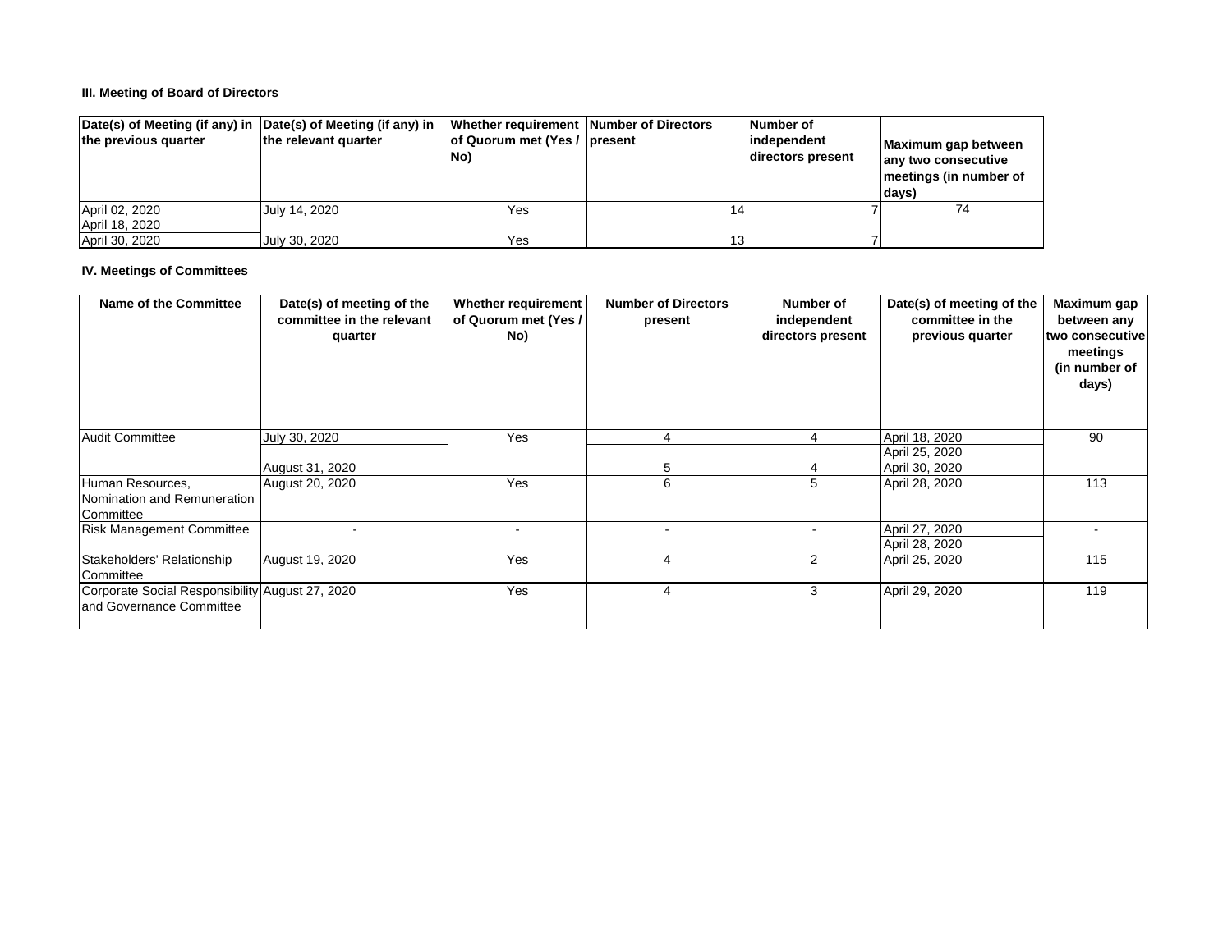### III. Meeting of Board of Directors

| Date(s) of Meeting (if any) in the previous quarter | Date(s) of Meeting (if any) in the relevant quarter | Whether requirement of Quorum met (Yes / No) | Number of Directors present | Number of independent directors present | Maximum gap between any two consecutive meetings (in number of days) |
|---|---|---|---|---|---|
| April 02, 2020 | July 14, 2020 | Yes | 14 | 7 | 74 |
| April 18, 2020 | | | | | |
| April 30, 2020 | July 30, 2020 | Yes | 13 | 7 | |

### IV. Meetings of Committees

| Name of the Committee | Date(s) of meeting of the committee in the relevant quarter | Whether requirement of Quorum met (Yes / No) | Number of Directors present | Number of independent directors present | Date(s) of meeting of the committee in the previous quarter | Maximum gap between any two consecutive meetings (in number of days) |
|---|---|---|---|---|---|---|
| Audit Committee | July 30, 2020 | Yes | 4 | 4 | April 18, 2020 | 90 |
| | | | | | April 25, 2020 | |
| | August 31, 2020 | | 5 | 4 | April 30, 2020 | |
| Human Resources, Nomination and Remuneration Committee | August 20, 2020 | Yes | 6 | 5 | April 28, 2020 | 113 |
| Risk Management Committee | - | - | - | - | April 27, 2020 | - |
| | | | | | April 28, 2020 | |
| Stakeholders' Relationship Committee | August 19, 2020 | Yes | 4 | 2 | April 25, 2020 | 115 |
| Corporate Social Responsibility and Governance Committee | August 27, 2020 | Yes | 4 | 3 | April 29, 2020 | 119 |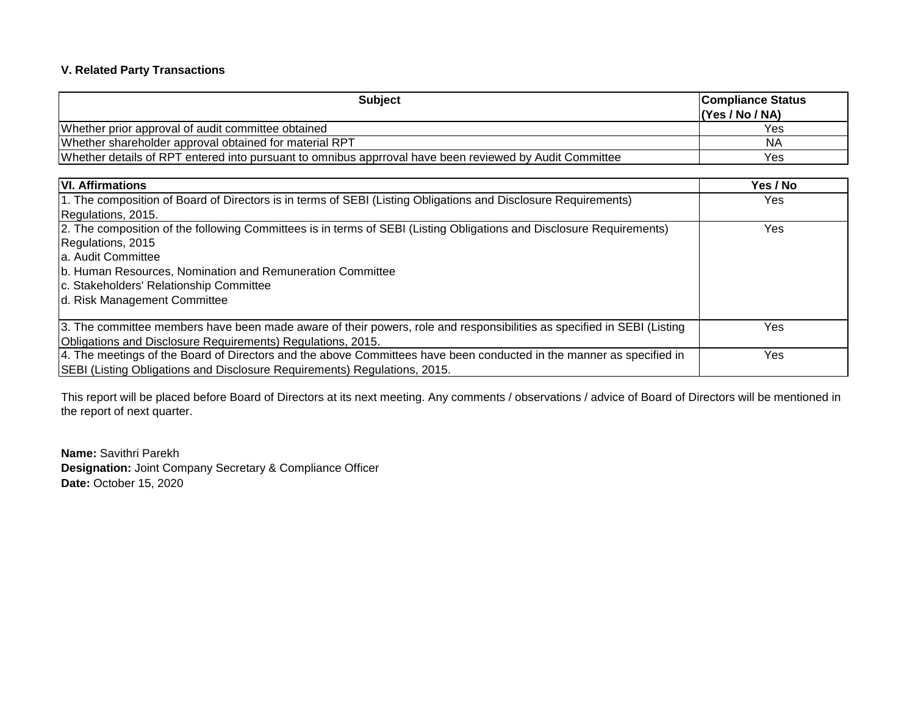### V. Related Party Transactions

| Subject | Compliance Status (Yes / No / NA) |
|---|---|
| Whether prior approval of audit committee obtained | Yes |
| Whether shareholder approval obtained for material RPT | NA |
| Whether details of RPT entered into pursuant to omnibus apprroval have been reviewed by Audit Committee | Yes |

| VI. Affirmations | Yes / No |
|---|---|
| 1. The composition of Board of Directors is in terms of SEBI (Listing Obligations and Disclosure Requirements) Regulations, 2015. | Yes |
| 2. The composition of the following Committees is in terms of SEBI (Listing Obligations and Disclosure Requirements) Regulations, 2015<br>a. Audit Committee<br>b. Human Resources, Nomination and Remuneration Committee<br>c. Stakeholders' Relationship Committee<br>d. Risk Management Committee | Yes |
| 3. The committee members have been made aware of their powers, role and responsibilities as specified in SEBI (Listing Obligations and Disclosure Requirements) Regulations, 2015. | Yes |
| 4. The meetings of the Board of Directors and the above Committees have been conducted in the manner as specified in SEBI (Listing Obligations and Disclosure Requirements) Regulations, 2015. | Yes |

This report will be placed before Board of Directors at its next meeting. Any comments / observations / advice of Board of Directors will be mentioned in the report of next quarter.

**Name:** Savithri Parekh
**Designation:** Joint Company Secretary & Compliance Officer
**Date:** October 15, 2020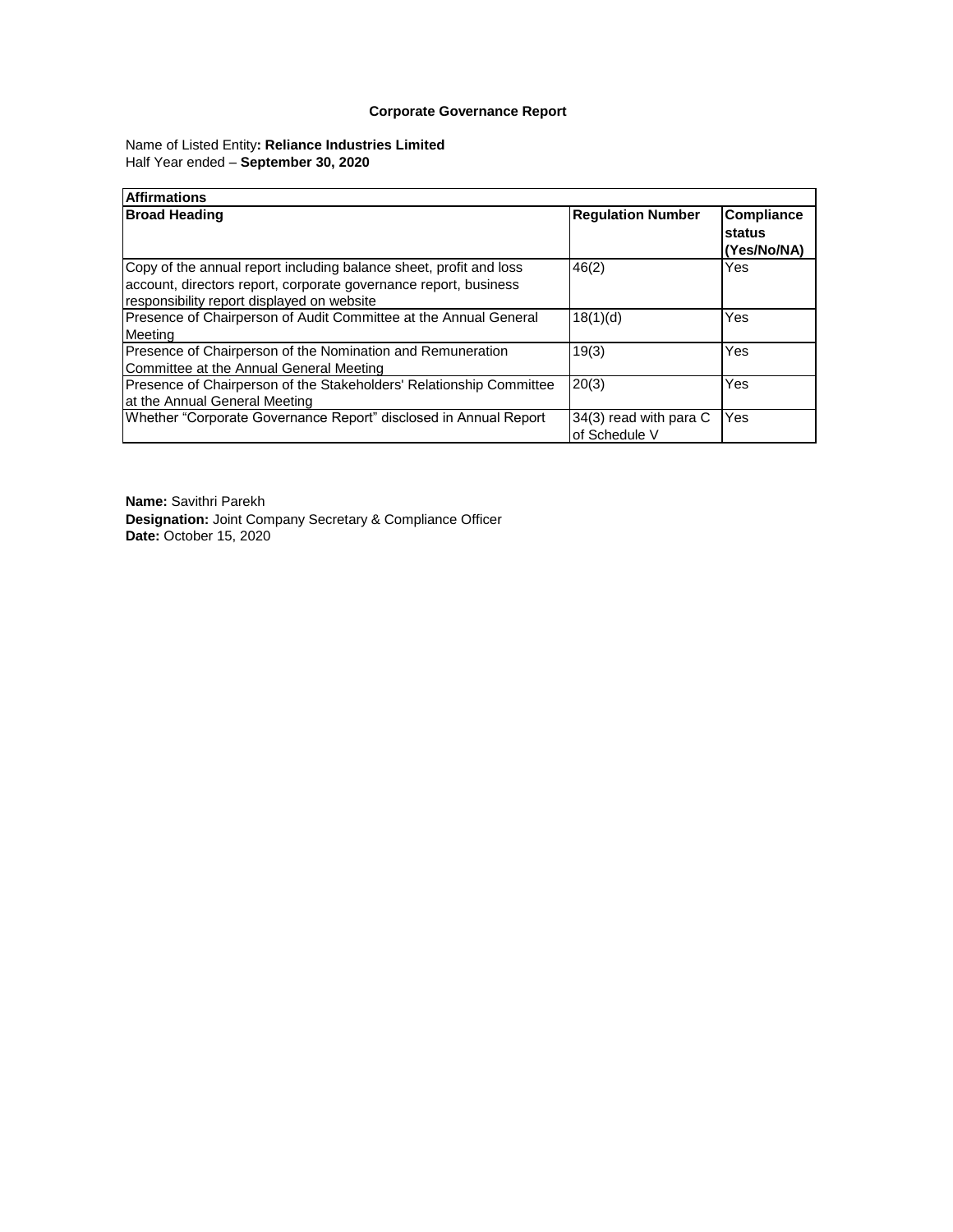**Corporate Governance Report**

Name of Listed Entity**: Reliance Industries Limited**
Half Year ended – **September 30, 2020**

| **Affirmations** | | |
|---|---|---|
| **Broad Heading** | **Regulation Number** | **Compliance status (Yes/No/NA)** |
| Copy of the annual report including balance sheet, profit and loss account, directors report, corporate governance report, business responsibility report displayed on website | 46(2) | Yes |
| Presence of Chairperson of Audit Committee at the Annual General Meeting | 18(1)(d) | Yes |
| Presence of Chairperson of the Nomination and Remuneration Committee at the Annual General Meeting | 19(3) | Yes |
| Presence of Chairperson of the Stakeholders' Relationship Committee at the Annual General Meeting | 20(3) | Yes |
| Whether "Corporate Governance Report" disclosed in Annual Report | 34(3) read with para C of Schedule V | Yes |

**Name:** Savithri Parekh
**Designation:** Joint Company Secretary & Compliance Officer
**Date:** October 15, 2020